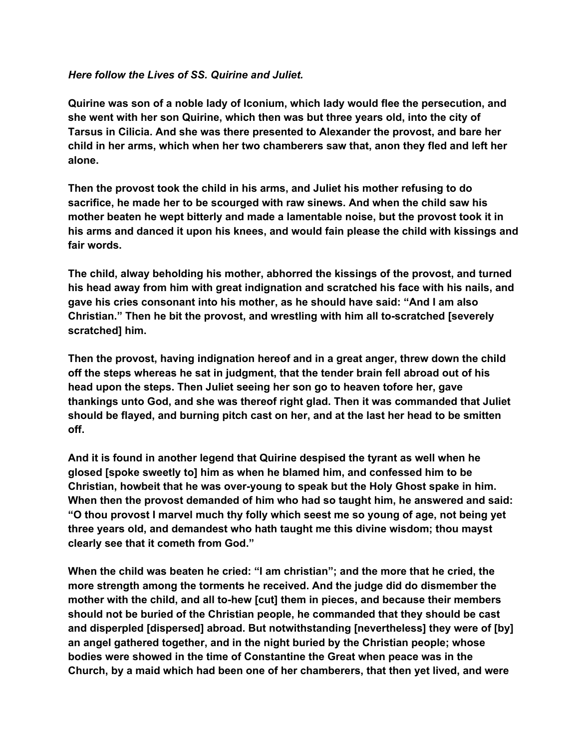***Here follow the Lives of SS. Quirine and Juliet.***

**Quirine was son of a noble lady of Iconium, which lady would flee the persecution, and she went with her son Quirine, which then was but three years old, into the city of Tarsus in Cilicia. And she was there presented to Alexander the provost, and bare her child in her arms, which when her two chamberers saw that, anon they fled and left her alone.**

**Then the provost took the child in his arms, and Juliet his mother refusing to do sacrifice, he made her to be scourged with raw sinews. And when the child saw his mother beaten he wept bitterly and made a lamentable noise, but the provost took it in his arms and danced it upon his knees, and would fain please the child with kissings and fair words.**

**The child, alway beholding his mother, abhorred the kissings of the provost, and turned his head away from him with great indignation and scratched his face with his nails, and gave his cries consonant into his mother, as he should have said: "And I am also Christian." Then he bit the provost, and wrestling with him all to-scratched [severely scratched] him.**

**Then the provost, having indignation hereof and in a great anger, threw down the child off the steps whereas he sat in judgment, that the tender brain fell abroad out of his head upon the steps. Then Juliet seeing her son go to heaven tofore her, gave thankings unto God, and she was thereof right glad. Then it was commanded that Juliet should be flayed, and burning pitch cast on her, and at the last her head to be smitten off.**

**And it is found in another legend that Quirine despised the tyrant as well when he glosed [spoke sweetly to] him as when he blamed him, and confessed him to be Christian, howbeit that he was over-young to speak but the Holy Ghost spake in him. When then the provost demanded of him who had so taught him, he answered and said: "O thou provost I marvel much thy folly which seest me so young of age, not being yet three years old, and demandest who hath taught me this divine wisdom; thou mayst clearly see that it cometh from God."**

**When the child was beaten he cried: "I am christian"; and the more that he cried, the more strength among the torments he received. And the judge did do dismember the mother with the child, and all to-hew [cut] them in pieces, and because their members should not be buried of the Christian people, he commanded that they should be cast and disperpled [dispersed] abroad. But notwithstanding [nevertheless] they were of [by] an angel gathered together, and in the night buried by the Christian people; whose bodies were showed in the time of Constantine the Great when peace was in the Church, by a maid which had been one of her chamberers, that then yet lived, and were**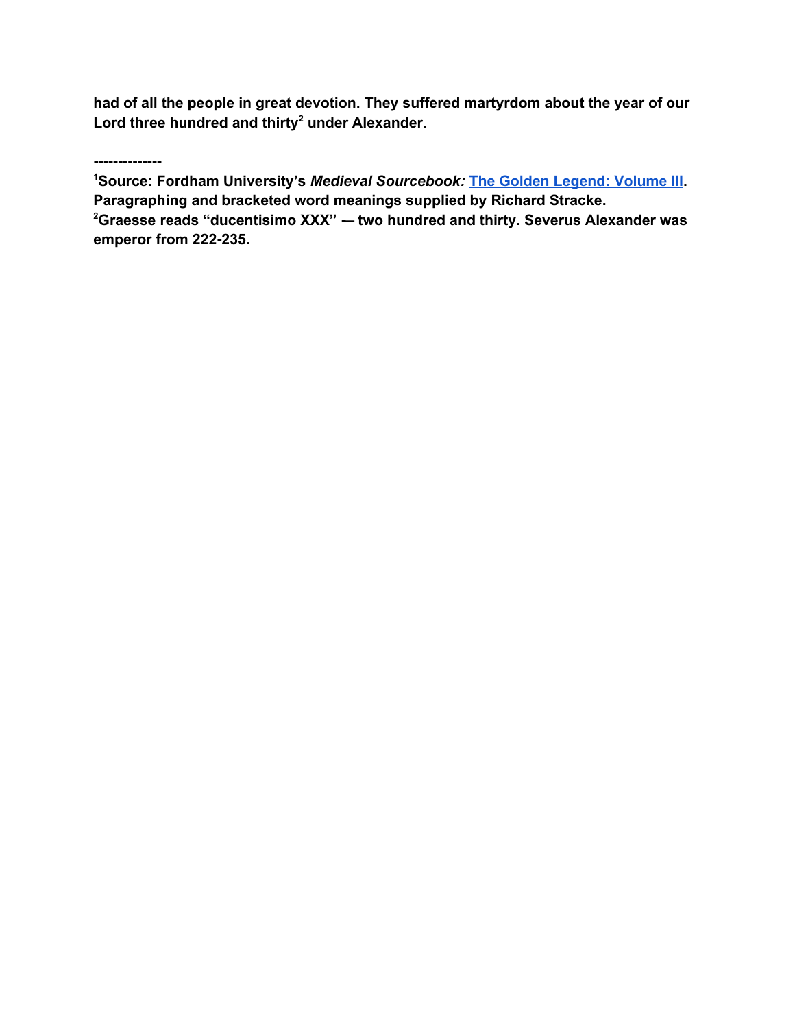**had of all the people in great devotion. They suffered martyrdom about the year of our Lord three hundred and thirty[2] under Alexander.**

**--------------**

**[1]Source: Fordham University's *Medieval Sourcebook:* [The Golden Legend: Volume III](). Paragraphing and bracketed word meanings supplied by Richard Stracke.**
**[2]Graesse reads "ducentisimo XXX" — two hundred and thirty. Severus Alexander was emperor from 222-235.**